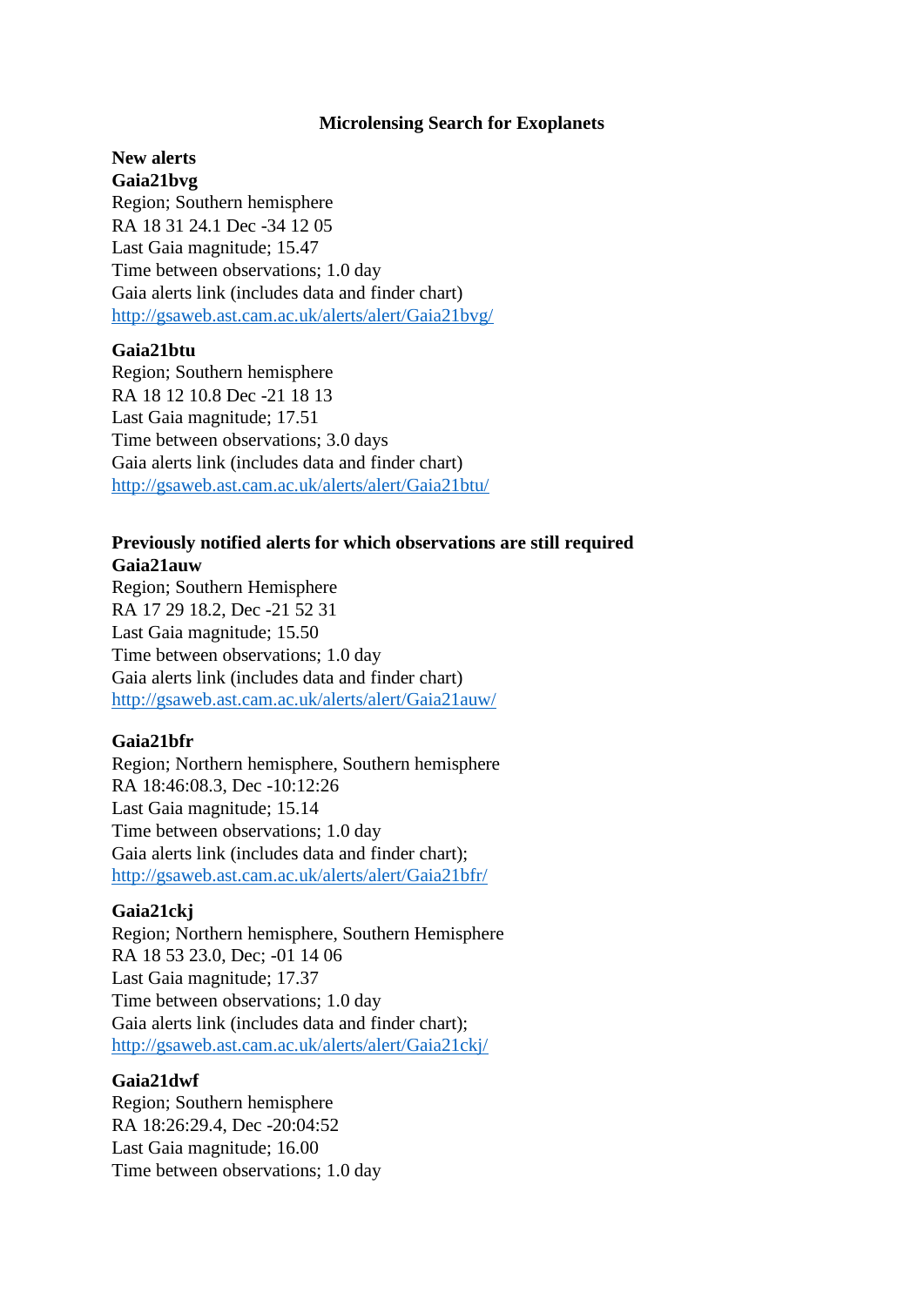# Microlensing Search for Exoplanets

**New alerts**

**Gaia21bvg**
Region; Southern hemisphere
RA 18 31 24.1 Dec -34 12 05
Last Gaia magnitude; 15.47
Time between observations; 1.0 day
Gaia alerts link (includes data and finder chart)
http://gsaweb.ast.cam.ac.uk/alerts/alert/Gaia21bvg/

**Gaia21btu**
Region; Southern hemisphere
RA 18 12 10.8 Dec -21 18 13
Last Gaia magnitude; 17.51
Time between observations; 3.0 days
Gaia alerts link (includes data and finder chart)
http://gsaweb.ast.cam.ac.uk/alerts/alert/Gaia21btu/

**Previously notified alerts for which observations are still required**

**Gaia21auw**
Region; Southern Hemisphere
RA 17 29 18.2, Dec -21 52 31
Last Gaia magnitude; 15.50
Time between observations; 1.0 day
Gaia alerts link (includes data and finder chart)
http://gsaweb.ast.cam.ac.uk/alerts/alert/Gaia21auw/

**Gaia21bfr**
Region; Northern hemisphere, Southern hemisphere
RA 18:46:08.3, Dec -10:12:26
Last Gaia magnitude; 15.14
Time between observations; 1.0 day
Gaia alerts link (includes data and finder chart);
http://gsaweb.ast.cam.ac.uk/alerts/alert/Gaia21bfr/

**Gaia21ckj**
Region; Northern hemisphere, Southern Hemisphere
RA 18 53 23.0, Dec; -01 14 06
Last Gaia magnitude; 17.37
Time between observations; 1.0 day
Gaia alerts link (includes data and finder chart);
http://gsaweb.ast.cam.ac.uk/alerts/alert/Gaia21ckj/

**Gaia21dwf**
Region; Southern hemisphere
RA 18:26:29.4, Dec -20:04:52
Last Gaia magnitude; 16.00
Time between observations; 1.0 day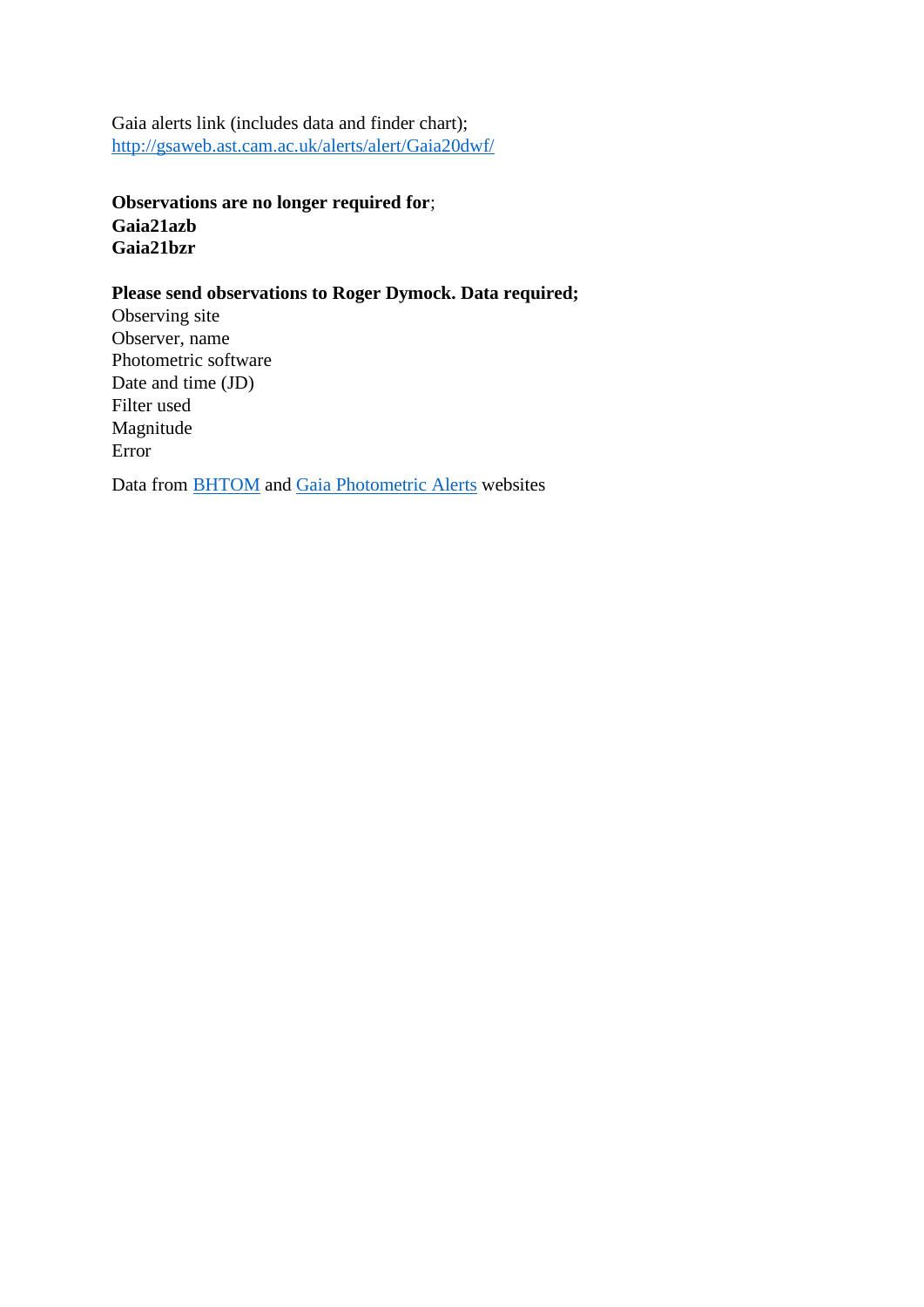Gaia alerts link (includes data and finder chart);
http://gsaweb.ast.cam.ac.uk/alerts/alert/Gaia20dwf/

**Observations are no longer required for**;
**Gaia21azb**
**Gaia21bzr**

**Please send observations to Roger Dymock. Data required;**
Observing site
Observer, name
Photometric software
Date and time (JD)
Filter used
Magnitude
Error

Data from BHTOM and Gaia Photometric Alerts websites